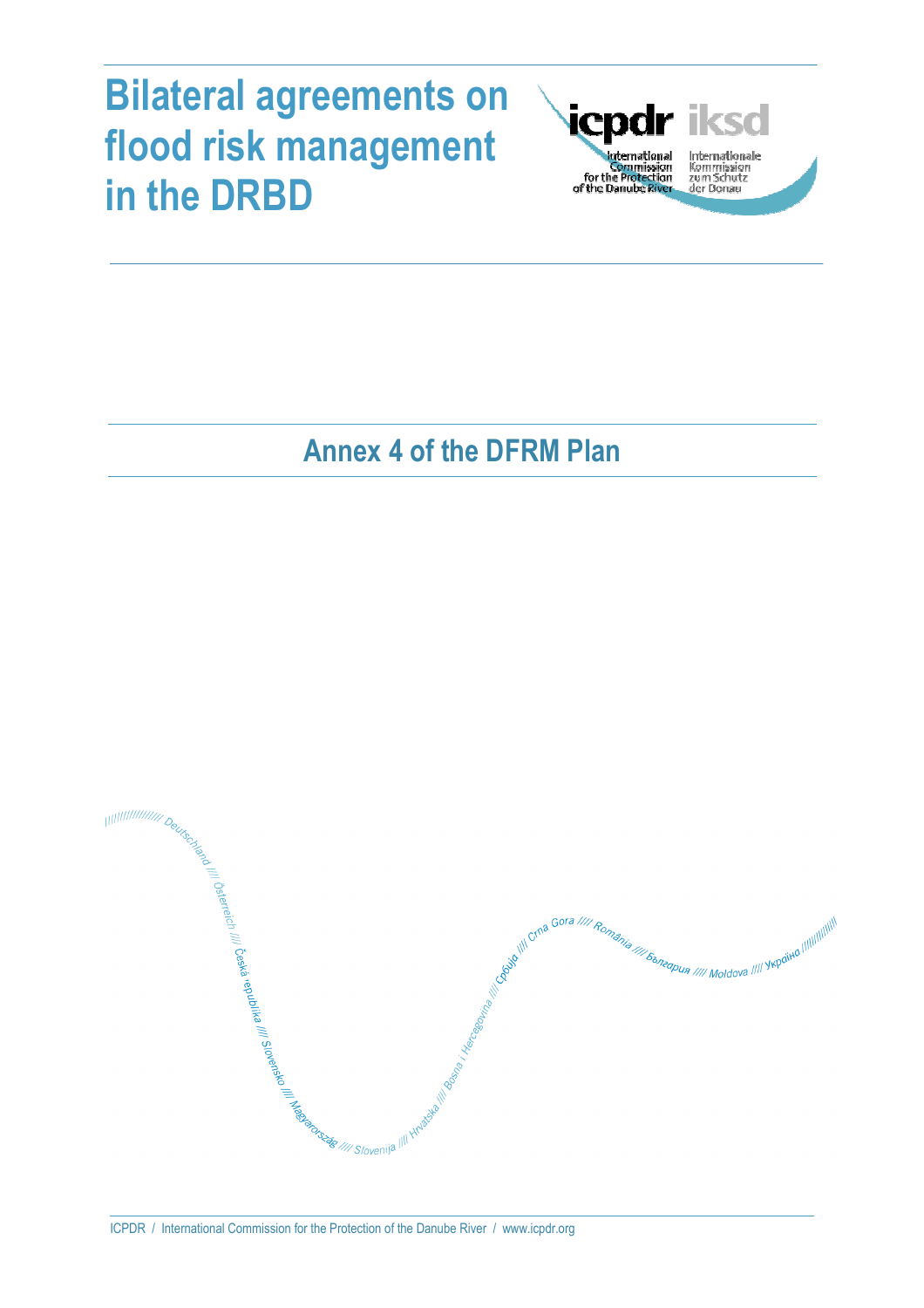# Bilateral agreements on flood risk management in the DRBD

## Annex 4 of the DFRM Plan

ICPDR / International Commission for the Protection of the Danube River / www.icpdr.org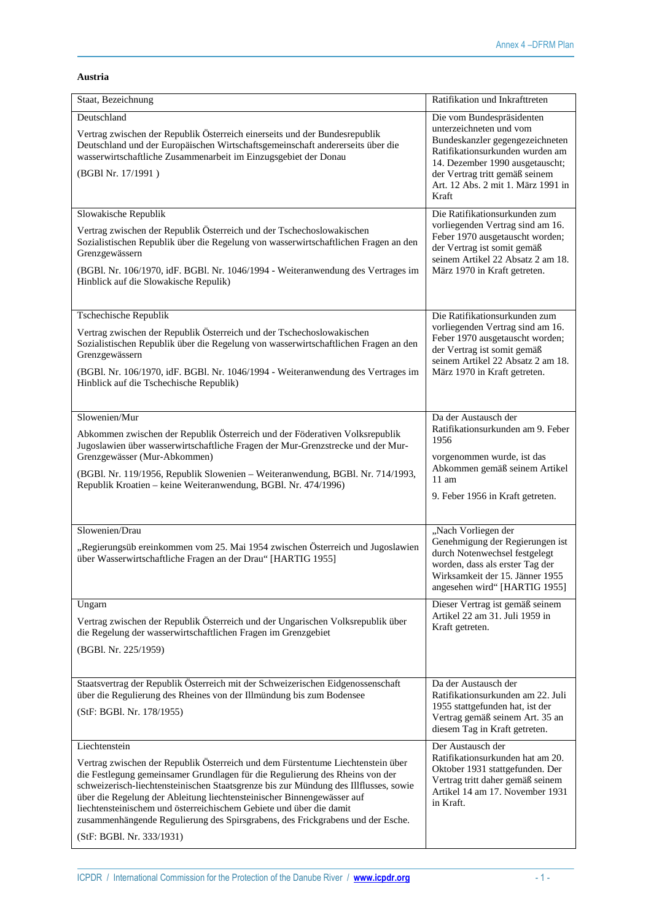**Austria**

| Staat, Bezeichnung | Ratifikation und Inkrafttreten |
|---|---|
| Deutschland<br><br>Vertrag zwischen der Republik Österreich einerseits und der Bundesrepublik Deutschland und der Europäischen Wirtschaftsgemeinschaft andererseits über die wasserwirtschaftliche Zusammenarbeit im Einzugsgebiet der Donau<br><br>(BGBl Nr. 17/1991 ) | Die vom Bundespräsidenten unterzeichneten und vom Bundeskanzler gegengezeichneten Ratifikationsurkunden wurden am 14. Dezember 1990 ausgetauscht; der Vertrag tritt gemäß seinem Art. 12 Abs. 2 mit 1. März 1991 in Kraft |
| Slowakische Republik<br><br>Vertrag zwischen der Republik Österreich und der Tschechoslowakischen Sozialistischen Republik über die Regelung von wasserwirtschaftlichen Fragen an den Grenzgewässern<br><br>(BGBl. Nr. 106/1970, idF. BGBl. Nr. 1046/1994 - Weiteranwendung des Vertrages im Hinblick auf die Slowakische Repulik) | Die Ratifikationsurkunden zum vorliegenden Vertrag sind am 16. Feber 1970 ausgetauscht worden; der Vertrag ist somit gemäß seinem Artikel 22 Absatz 2 am 18. März 1970 in Kraft getreten. |
| Tschechische Republik<br><br>Vertrag zwischen der Republik Österreich und der Tschechoslowakischen Sozialistischen Republik über die Regelung von wasserwirtschaftlichen Fragen an den Grenzgewässern<br><br>(BGBl. Nr. 106/1970, idF. BGBl. Nr. 1046/1994 - Weiteranwendung des Vertrages im Hinblick auf die Tschechische Republik) | Die Ratifikationsurkunden zum vorliegenden Vertrag sind am 16. Feber 1970 ausgetauscht worden; der Vertrag ist somit gemäß seinem Artikel 22 Absatz 2 am 18. März 1970 in Kraft getreten. |
| Slowenien/Mur<br><br>Abkommen zwischen der Republik Österreich und der Föderativen Volksrepublik Jugoslawien über wasserwirtschaftliche Fragen der Mur-Grenzstrecke und der Mur-Grenzgewässer (Mur-Abkommen)<br><br>(BGBl. Nr. 119/1956, Republik Slowenien – Weiteranwendung, BGBl. Nr. 714/1993, Republik Kroatien – keine Weiteranwendung, BGBl. Nr. 474/1996) | Da der Austausch der Ratifikationsurkunden am 9. Feber 1956<br><br>vorgenommen wurde, ist das Abkommen gemäß seinem Artikel 11 am<br><br>9. Feber 1956 in Kraft getreten. |
| Slowenien/Drau<br><br>„Regierungsüb ereinkommen vom 25. Mai 1954 zwischen Österreich und Jugoslawien über Wasserwirtschaftliche Fragen an der Drau" [HARTIG 1955] | „Nach Vorliegen der Genehmigung der Regierungen ist durch Notenwechsel festgelegt worden, dass als erster Tag der Wirksamkeit der 15. Jänner 1955 angesehen wird" [HARTIG 1955] |
| Ungarn<br><br>Vertrag zwischen der Republik Österreich und der Ungarischen Volksrepublik über die Regelung der wasserwirtschaftlichen Fragen im Grenzgebiet<br><br>(BGBl. Nr. 225/1959) | Dieser Vertrag ist gemäß seinem Artikel 22 am 31. Juli 1959 in Kraft getreten. |
| Staatsvertrag der Republik Österreich mit der Schweizerischen Eidgenossenschaft über die Regulierung des Rheines von der Illmündung bis zum Bodensee<br><br>(StF: BGBl. Nr. 178/1955) | Da der Austausch der Ratifikationsurkunden am 22. Juli 1955 stattgefunden hat, ist der Vertrag gemäß seinem Art. 35 an diesem Tag in Kraft getreten. |
| Liechtenstein<br><br>Vertrag zwischen der Republik Österreich und dem Fürstentume Liechtenstein über die Festlegung gemeinsamer Grundlagen für die Regulierung des Rheins von der schweizerisch-liechtensteinischen Staatsgrenze bis zur Mündung des Illflusses, sowie über die Regelung der Ableitung liechtensteinischer Binnengewässer auf liechtensteinischem und österreichischem Gebiete und über die damit zusammenhängende Regulierung des Spirsgrabens, des Frickgrabens und der Esche.<br><br>(StF: BGBl. Nr. 333/1931) | Der Austausch der Ratifikationsurkunden hat am 20. Oktober 1931 stattgefunden. Der Vertrag tritt daher gemäß seinem Artikel 14 am 17. November 1931 in Kraft. |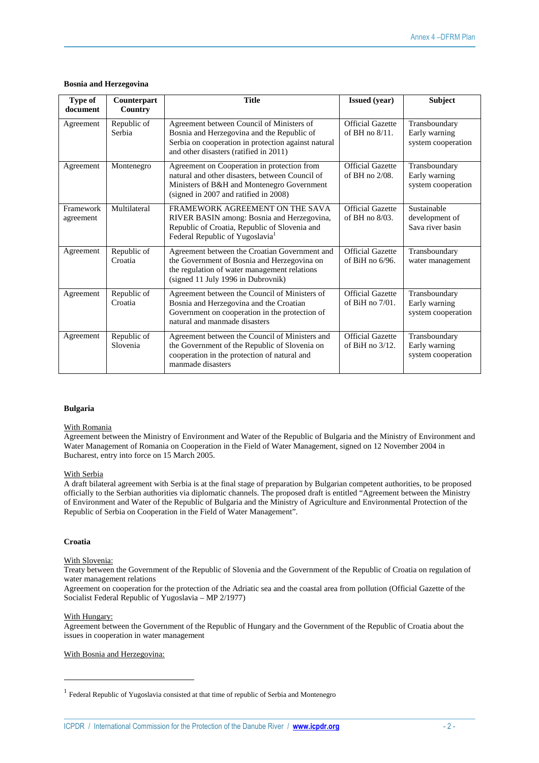**Bosnia and Herzegovina**

| Type of document | Counterpart Country | Title | Issued (year) | Subject |
|---|---|---|---|---|
| Agreement | Republic of Serbia | Agreement between Council of Ministers of Bosnia and Herzegovina and the Republic of Serbia on cooperation in protection against natural and other disasters (ratified in 2011) | Official Gazette of BH no 8/11. | Transboundary Early warning system cooperation |
| Agreement | Montenegro | Agreement on Cooperation in protection from natural and other disasters, between Council of Ministers of B&H and Montenegro Government (signed in 2007 and ratified in 2008) | Official Gazette of BH no 2/08. | Transboundary Early warning system cooperation |
| Framework agreement | Multilateral | FRAMEWORK AGREEMENT ON THE SAVA RIVER BASIN among: Bosnia and Herzegovina, Republic of Croatia, Republic of Slovenia and Federal Republic of Yugoslavia[1] | Official Gazette of BH no 8/03. | Sustainable development of Sava river basin |
| Agreement | Republic of Croatia | Agreement between the Croatian Government and the Government of Bosnia and Herzegovina on the regulation of water management relations (signed 11 July 1996 in Dubrovnik) | Official Gazette of BiH no 6/96. | Transboundary water management |
| Agreement | Republic of Croatia | Agreement between the Council of Ministers of Bosnia and Herzegovina and the Croatian Government on cooperation in the protection of natural and manmade disasters | Official Gazette of BiH no 7/01. | Transboundary Early warning system cooperation |
| Agreement | Republic of Slovenia | Agreement between the Council of Ministers and the Government of the Republic of Slovenia on cooperation in the protection of natural and manmade disasters | Official Gazette of BiH no 3/12. | Transboundary Early warning system cooperation |

**Bulgaria**

With Romania

Agreement between the Ministry of Environment and Water of the Republic of Bulgaria and the Ministry of Environment and Water Management of Romania on Cooperation in the Field of Water Management, signed on 12 November 2004 in Bucharest, entry into force on 15 March 2005.

With Serbia

A draft bilateral agreement with Serbia is at the final stage of preparation by Bulgarian competent authorities, to be proposed officially to the Serbian authorities via diplomatic channels. The proposed draft is entitled "Agreement between the Ministry of Environment and Water of the Republic of Bulgaria and the Ministry of Agriculture and Environmental Protection of the Republic of Serbia on Cooperation in the Field of Water Management".

**Croatia**

With Slovenia:

Treaty between the Government of the Republic of Slovenia and the Government of the Republic of Croatia on regulation of water management relations

Agreement on cooperation for the protection of the Adriatic sea and the coastal area from pollution (Official Gazette of the Socialist Federal Republic of Yugoslavia – MP 2/1977)

With Hungary:

Agreement between the Government of the Republic of Hungary and the Government of the Republic of Croatia about the issues in cooperation in water management

With Bosnia and Herzegovina:

[1] Federal Republic of Yugoslavia consisted at that time of republic of Serbia and Montenegro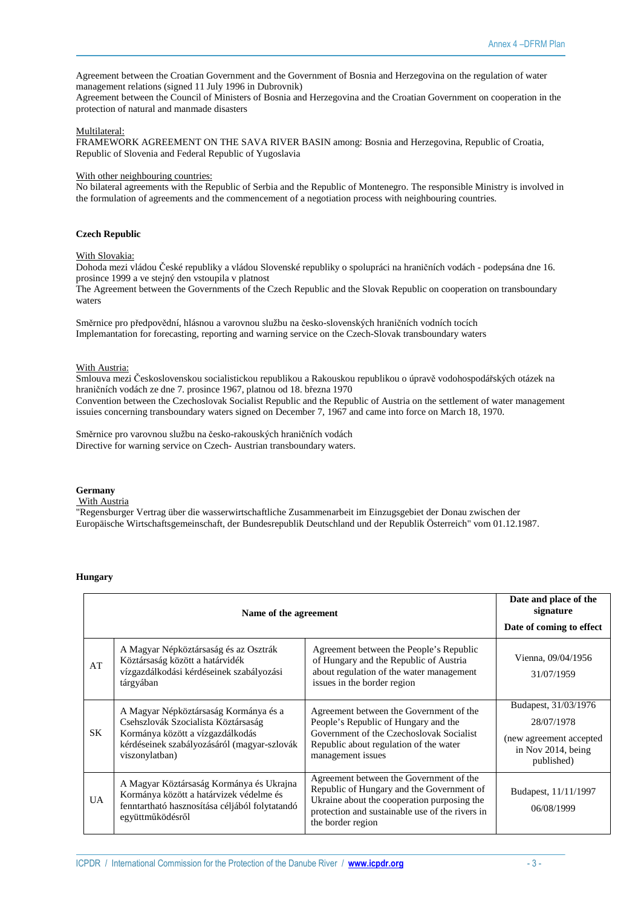Agreement between the Croatian Government and the Government of Bosnia and Herzegovina on the regulation of water management relations (signed 11 July 1996 in Dubrovnik)
Agreement between the Council of Ministers of Bosnia and Herzegovina and the Croatian Government on cooperation in the protection of natural and manmade disasters

Multilateral:
FRAMEWORK AGREEMENT ON THE SAVA RIVER BASIN among: Bosnia and Herzegovina, Republic of Croatia, Republic of Slovenia and Federal Republic of Yugoslavia

With other neighbouring countries:
No bilateral agreements with the Republic of Serbia and the Republic of Montenegro. The responsible Ministry is involved in the formulation of agreements and the commencement of a negotiation process with neighbouring countries.

**Czech Republic**

With Slovakia:
Dohoda mezi vládou České republiky a vládou Slovenské republiky o spolupráci na hraničních vodách - podepsána dne 16. prosince 1999 a ve stejný den vstoupila v platnost
The Agreement between the Governments of the Czech Republic and the Slovak Republic on cooperation on transboundary waters

Směrnice pro předpovědní, hlásnou a varovnou službu na česko-slovenských hraničních vodních tocích
Implemantation for forecasting, reporting and warning service on the Czech-Slovak transboundary waters

With Austria:
Smlouva mezi Československou socialistickou republikou a Rakouskou republikou o úpravě vodohospodářských otázek na hraničních vodách ze dne 7. prosince 1967, platnou od 18. března 1970
Convention between the Czechoslovak Socialist Republic and the Republic of Austria on the settlement of water management issues concerning transboundary waters signed on December 7, 1967 and came into force on March 18, 1970.

Směrnice pro varovnou službu na česko-rakouských hraničních vodách
Directive for warning service on Czech- Austrian transboundary waters.

**Germany**
With Austria
"Regensburger Vertrag über die wasserwirtschaftliche Zusammenarbeit im Einzugsgebiet der Donau zwischen der Europäische Wirtschaftsgemeinschaft, der Bundesrepublik Deutschland und der Republik Österreich" vom 01.12.1987.

**Hungary**

| Name of the agreement | | | Date and place of the signature<br>Date of coming to effect |
|---|---|---|---|
| AT | A Magyar Népköztársaság és az Osztrák Köztársaság között a határvidék vízgazdálkodási kérdéseinek szabályozási tárgyában | Agreement between the People's Republic of Hungary and the Republic of Austria about regulation of the water management issues in the border region | Vienna, 09/04/1956<br>31/07/1959 |
| SK | A Magyar Népköztársaság Kormánya és a Csehszlovák Szocialista Köztársaság Kormánya között a vízgazdálkodás kérdéseinek szabályozásáról (magyar-szlovák viszonylatban) | Agreement between the Government of the People's Republic of Hungary and the Government of the Czechoslovak Socialist Republic about regulation of the water management issues | Budapest, 31/03/1976<br>28/07/1978<br>(new agreement accepted in Nov 2014, being published) |
| UA | A Magyar Köztársaság Kormánya és Ukrajna Kormánya között a határvizek védelme és fenntartható hasznosítása céljából folytatandó együttműködésről | Agreement between the Government of the Republic of Hungary and the Government of Ukraine about the cooperation purposing the protection and sustainable use of the rivers in the border region | Budapest, 11/11/1997<br>06/08/1999 |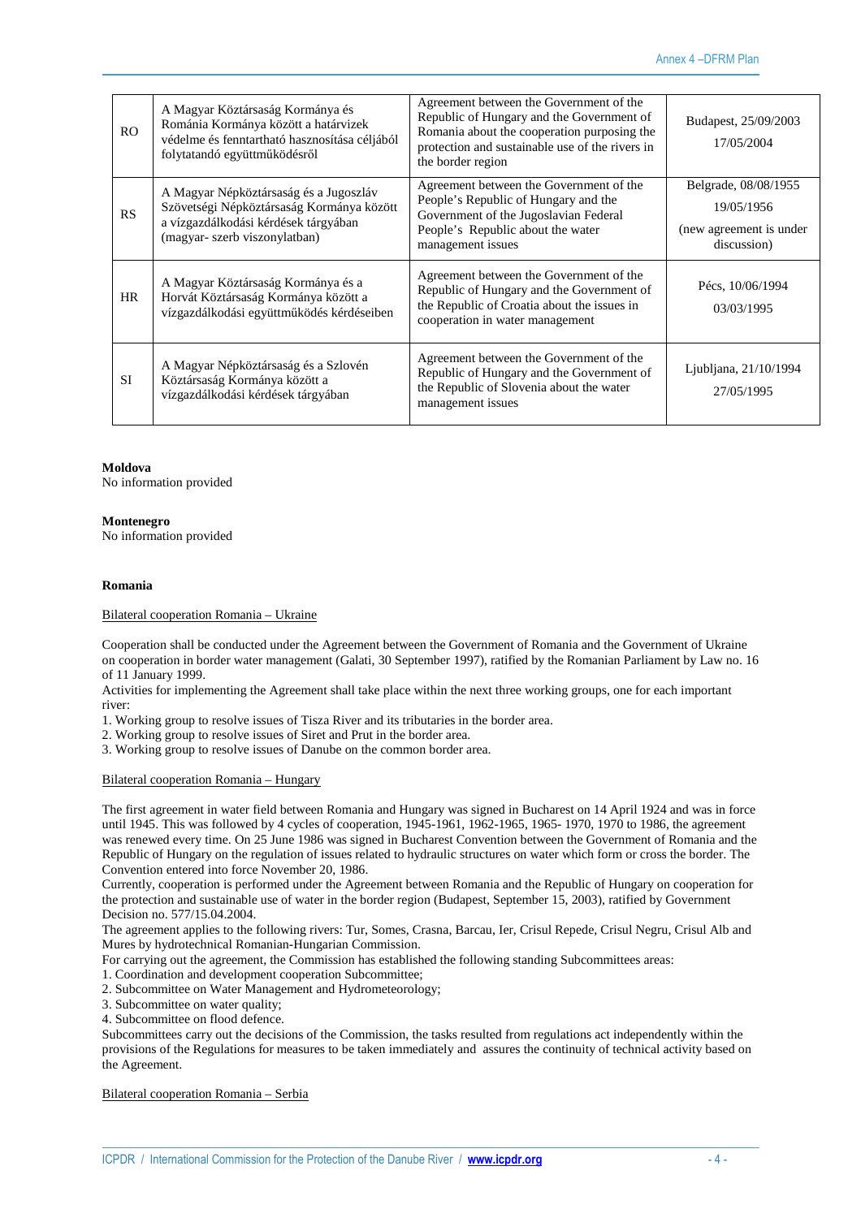| RO | A Magyar Köztársaság Kormánya és Románia Kormánya között a határvizek védelme és fenntartható hasznosítása céljából folytatandó együttműködésről | Agreement between the Government of the Republic of Hungary and the Government of Romania about the cooperation purposing the protection and sustainable use of the rivers in the border region | Budapest, 25/09/2003<br>17/05/2004 |
|---|---|---|---|
| RS | A Magyar Népköztársaság és a Jugoszláv Szövetségi Népköztársaság Kormánya között a vízgazdálkodási kérdések tárgyában (magyar- szerb viszonylatban) | Agreement between the Government of the People's Republic of Hungary and the Government of the Jugoslavian Federal People's Republic about the water management issues | Belgrade, 08/08/1955<br>19/05/1956<br>(new agreement is under discussion) |
| HR | A Magyar Köztársaság Kormánya és a Horvát Köztársaság Kormánya között a vízgazdálkodási együttműködés kérdéseiben | Agreement between the Government of the Republic of Hungary and the Government of the Republic of Croatia about the issues in cooperation in water management | Pécs, 10/06/1994<br>03/03/1995 |
| SI | A Magyar Népköztársaság és a Szlovén Köztársaság Kormánya között a vízgazdálkodási kérdések tárgyában | Agreement between the Government of the Republic of Hungary and the Government of the Republic of Slovenia about the water management issues | Ljubljana, 21/10/1994<br>27/05/1995 |

**Moldova**
No information provided

**Montenegro**
No information provided

**Romania**

Bilateral cooperation Romania – Ukraine

Cooperation shall be conducted under the Agreement between the Government of Romania and the Government of Ukraine on cooperation in border water management (Galati, 30 September 1997), ratified by the Romanian Parliament by Law no. 16 of 11 January 1999.
Activities for implementing the Agreement shall take place within the next three working groups, one for each important river:
1. Working group to resolve issues of Tisza River and its tributaries in the border area.
2. Working group to resolve issues of Siret and Prut in the border area.
3. Working group to resolve issues of Danube on the common border area.

Bilateral cooperation Romania – Hungary

The first agreement in water field between Romania and Hungary was signed in Bucharest on 14 April 1924 and was in force until 1945. This was followed by 4 cycles of cooperation, 1945-1961, 1962-1965, 1965- 1970, 1970 to 1986, the agreement was renewed every time. On 25 June 1986 was signed in Bucharest Convention between the Government of Romania and the Republic of Hungary on the regulation of issues related to hydraulic structures on water which form or cross the border. The Convention entered into force November 20, 1986.
Currently, cooperation is performed under the Agreement between Romania and the Republic of Hungary on cooperation for the protection and sustainable use of water in the border region (Budapest, September 15, 2003), ratified by Government Decision no. 577/15.04.2004.
The agreement applies to the following rivers: Tur, Somes, Crasna, Barcau, Ier, Crisul Repede, Crisul Negru, Crisul Alb and Mures by hydrotechnical Romanian-Hungarian Commission.
For carrying out the agreement, the Commission has established the following standing Subcommittees areas:
1. Coordination and development cooperation Subcommittee;
2. Subcommittee on Water Management and Hydrometeorology;
3. Subcommittee on water quality;
4. Subcommittee on flood defence.
Subcommittees carry out the decisions of the Commission, the tasks resulted from regulations act independently within the provisions of the Regulations for measures to be taken immediately and assures the continuity of technical activity based on the Agreement.

Bilateral cooperation Romania – Serbia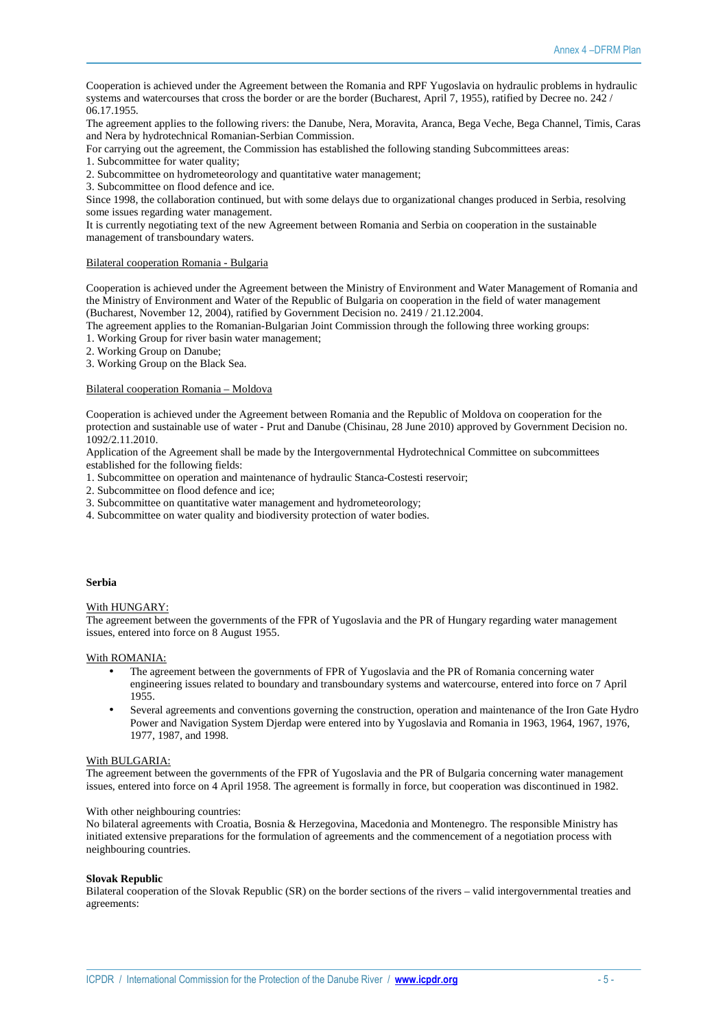Cooperation is achieved under the Agreement between the Romania and RPF Yugoslavia on hydraulic problems in hydraulic systems and watercourses that cross the border or are the border (Bucharest, April 7, 1955), ratified by Decree no. 242 / 06.17.1955.

The agreement applies to the following rivers: the Danube, Nera, Moravita, Aranca, Bega Veche, Bega Channel, Timis, Caras and Nera by hydrotechnical Romanian-Serbian Commission.

For carrying out the agreement, the Commission has established the following standing Subcommittees areas:

1. Subcommittee for water quality;
2. Subcommittee on hydrometeorology and quantitative water management;
3. Subcommittee on flood defence and ice.

Since 1998, the collaboration continued, but with some delays due to organizational changes produced in Serbia, resolving some issues regarding water management.

It is currently negotiating text of the new Agreement between Romania and Serbia on cooperation in the sustainable management of transboundary waters.

<u>Bilateral cooperation Romania - Bulgaria</u>

Cooperation is achieved under the Agreement between the Ministry of Environment and Water Management of Romania and the Ministry of Environment and Water of the Republic of Bulgaria on cooperation in the field of water management (Bucharest, November 12, 2004), ratified by Government Decision no. 2419 / 21.12.2004.

The agreement applies to the Romanian-Bulgarian Joint Commission through the following three working groups:

1. Working Group for river basin water management;
2. Working Group on Danube;
3. Working Group on the Black Sea.

<u>Bilateral cooperation Romania – Moldova</u>

Cooperation is achieved under the Agreement between Romania and the Republic of Moldova on cooperation for the protection and sustainable use of water - Prut and Danube (Chisinau, 28 June 2010) approved by Government Decision no. 1092/2.11.2010.

Application of the Agreement shall be made by the Intergovernmental Hydrotechnical Committee on subcommittees established for the following fields:

1. Subcommittee on operation and maintenance of hydraulic Stanca-Costesti reservoir;
2. Subcommittee on flood defence and ice;
3. Subcommittee on quantitative water management and hydrometeorology;
4. Subcommittee on water quality and biodiversity protection of water bodies.

**Serbia**

<u>With HUNGARY:</u>

The agreement between the governments of the FPR of Yugoslavia and the PR of Hungary regarding water management issues, entered into force on 8 August 1955.

<u>With ROMANIA:</u>

- The agreement between the governments of FPR of Yugoslavia and the PR of Romania concerning water engineering issues related to boundary and transboundary systems and watercourse, entered into force on 7 April 1955.
- Several agreements and conventions governing the construction, operation and maintenance of the Iron Gate Hydro Power and Navigation System Djerdap were entered into by Yugoslavia and Romania in 1963, 1964, 1967, 1976, 1977, 1987, and 1998.

<u>With BULGARIA:</u>

The agreement between the governments of the FPR of Yugoslavia and the PR of Bulgaria concerning water management issues, entered into force on 4 April 1958. The agreement is formally in force, but cooperation was discontinued in 1982.

With other neighbouring countries:

No bilateral agreements with Croatia, Bosnia & Herzegovina, Macedonia and Montenegro. The responsible Ministry has initiated extensive preparations for the formulation of agreements and the commencement of a negotiation process with neighbouring countries.

**Slovak Republic**

Bilateral cooperation of the Slovak Republic (SR) on the border sections of the rivers – valid intergovernmental treaties and agreements: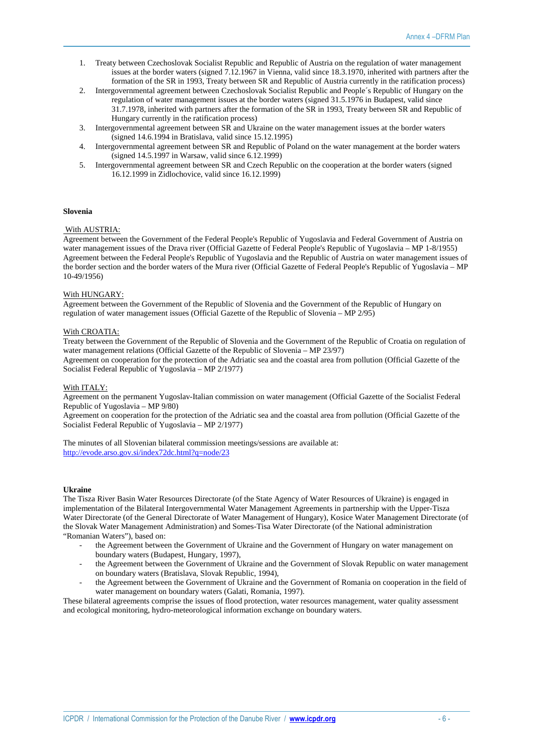1. Treaty between Czechoslovak Socialist Republic and Republic of Austria on the regulation of water management issues at the border waters (signed 7.12.1967 in Vienna, valid since 18.3.1970, inherited with partners after the formation of the SR in 1993, Treaty between SR and Republic of Austria currently in the ratification process)
2. Intergovernmental agreement between Czechoslovak Socialist Republic and People´s Republic of Hungary on the regulation of water management issues at the border waters (signed 31.5.1976 in Budapest, valid since 31.7.1978, inherited with partners after the formation of the SR in 1993, Treaty between SR and Republic of Hungary currently in the ratification process)
3. Intergovernmental agreement between SR and Ukraine on the water management issues at the border waters (signed 14.6.1994 in Bratislava, valid since 15.12.1995)
4. Intergovernmental agreement between SR and Republic of Poland on the water management at the border waters (signed 14.5.1997 in Warsaw, valid since 6.12.1999)
5. Intergovernmental agreement between SR and Czech Republic on the cooperation at the border waters (signed 16.12.1999 in Zidlochovice, valid since 16.12.1999)

**Slovenia**

With AUSTRIA:

Agreement between the Government of the Federal People's Republic of Yugoslavia and Federal Government of Austria on water management issues of the Drava river (Official Gazette of Federal People's Republic of Yugoslavia – MP 1-8/1955)
Agreement between the Federal People's Republic of Yugoslavia and the Republic of Austria on water management issues of the border section and the border waters of the Mura river (Official Gazette of Federal People's Republic of Yugoslavia – MP 10-49/1956)

With HUNGARY:

Agreement between the Government of the Republic of Slovenia and the Government of the Republic of Hungary on regulation of water management issues (Official Gazette of the Republic of Slovenia – MP 2/95)

With CROATIA:

Treaty between the Government of the Republic of Slovenia and the Government of the Republic of Croatia on regulation of water management relations (Official Gazette of the Republic of Slovenia – MP 23/97)
Agreement on cooperation for the protection of the Adriatic sea and the coastal area from pollution (Official Gazette of the Socialist Federal Republic of Yugoslavia – MP 2/1977)

With ITALY:

Agreement on the permanent Yugoslav-Italian commission on water management (Official Gazette of the Socialist Federal Republic of Yugoslavia – MP 9/80)
Agreement on cooperation for the protection of the Adriatic sea and the coastal area from pollution (Official Gazette of the Socialist Federal Republic of Yugoslavia – MP 2/1977)

The minutes of all Slovenian bilateral commission meetings/sessions are available at:
http://evode.arso.gov.si/index72dc.html?q=node/23

**Ukraine**

The Tisza River Basin Water Resources Directorate (of the State Agency of Water Resources of Ukraine) is engaged in implementation of the Bilateral Intergovernmental Water Management Agreements in partnership with the Upper-Tisza Water Directorate (of the General Directorate of Water Management of Hungary), Kosice Water Management Directorate (of the Slovak Water Management Administration) and Somes-Tisa Water Directorate (of the National administration "Romanian Waters"), based on:

- the Agreement between the Government of Ukraine and the Government of Hungary on water management on boundary waters (Budapest, Hungary, 1997),
- the Agreement between the Government of Ukraine and the Government of Slovak Republic on water management on boundary waters (Bratislava, Slovak Republic, 1994),
- the Agreement between the Government of Ukraine and the Government of Romania on cooperation in the field of water management on boundary waters (Galati, Romania, 1997).

These bilateral agreements comprise the issues of flood protection, water resources management, water quality assessment and ecological monitoring, hydro-meteorological information exchange on boundary waters.